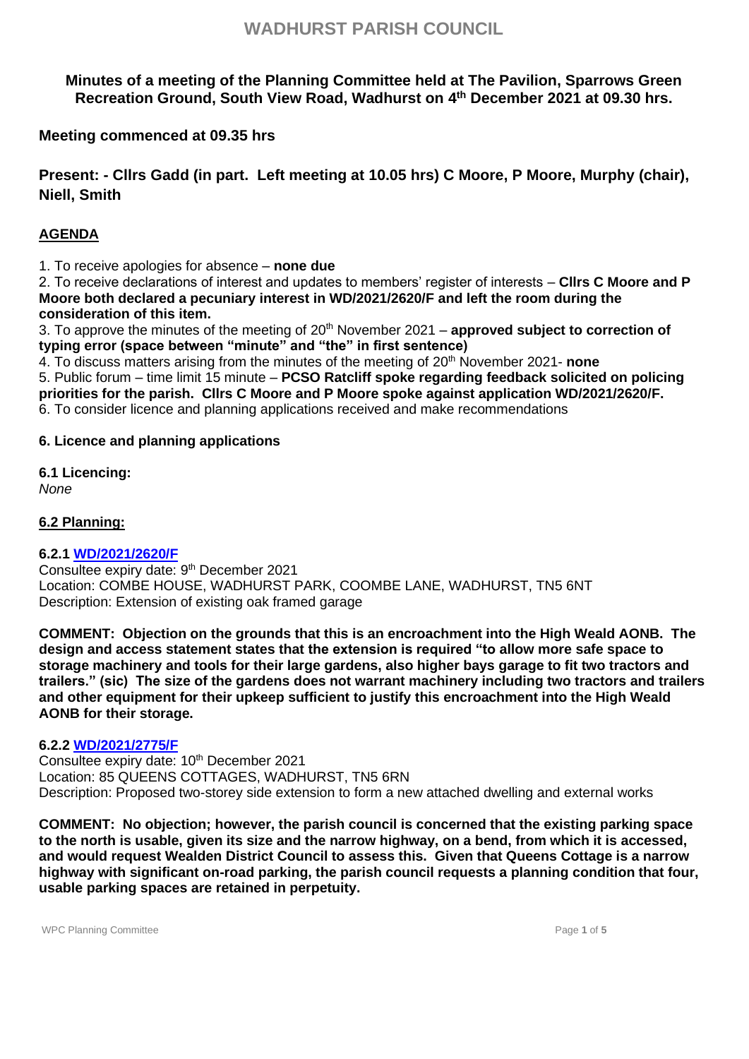# WADHURST PARISH COUNCIL

**Minutes of a meeting of the Planning Committee held at The Pavilion, Sparrows Green Recreation Ground, South View Road, Wadhurst on 4th December 2021 at 09.30 hrs.**

**Meeting commenced at 09.35 hrs**

**Present: - Cllrs Gadd (in part. Left meeting at 10.05 hrs) C Moore, P Moore, Murphy (chair), Niell, Smith**

## AGENDA

1. To receive apologies for absence – **none due**
2. To receive declarations of interest and updates to members' register of interests – **Cllrs C Moore and P Moore both declared a pecuniary interest in WD/2021/2620/F and left the room during the consideration of this item.**
3. To approve the minutes of the meeting of 20th November 2021 – **approved subject to correction of typing error (space between "minute" and "the" in first sentence)**
4. To discuss matters arising from the minutes of the meeting of 20th November 2021- **none**
5. Public forum – time limit 15 minute – **PCSO Ratcliff spoke regarding feedback solicited on policing priorities for the parish. Cllrs C Moore and P Moore spoke against application WD/2021/2620/F.**
6. To consider licence and planning applications received and make recommendations

### 6. Licence and planning applications

**6.1 Licencing:**
*None*

**6.2 Planning:**

**6.2.1 WD/2021/2620/F**
Consultee expiry date: 9th December 2021
Location: COMBE HOUSE, WADHURST PARK, COOMBE LANE, WADHURST, TN5 6NT
Description: Extension of existing oak framed garage

**COMMENT: Objection on the grounds that this is an encroachment into the High Weald AONB. The design and access statement states that the extension is required "to allow more safe space to storage machinery and tools for their large gardens, also higher bays garage to fit two tractors and trailers." (sic) The size of the gardens does not warrant machinery including two tractors and trailers and other equipment for their upkeep sufficient to justify this encroachment into the High Weald AONB for their storage.**

**6.2.2 WD/2021/2775/F**
Consultee expiry date: 10th December 2021
Location: 85 QUEENS COTTAGES, WADHURST, TN5 6RN
Description: Proposed two-storey side extension to form a new attached dwelling and external works

**COMMENT: No objection; however, the parish council is concerned that the existing parking space to the north is usable, given its size and the narrow highway, on a bend, from which it is accessed, and would request Wealden District Council to assess this. Given that Queens Cottage is a narrow highway with significant on-road parking, the parish council requests a planning condition that four, usable parking spaces are retained in perpetuity.**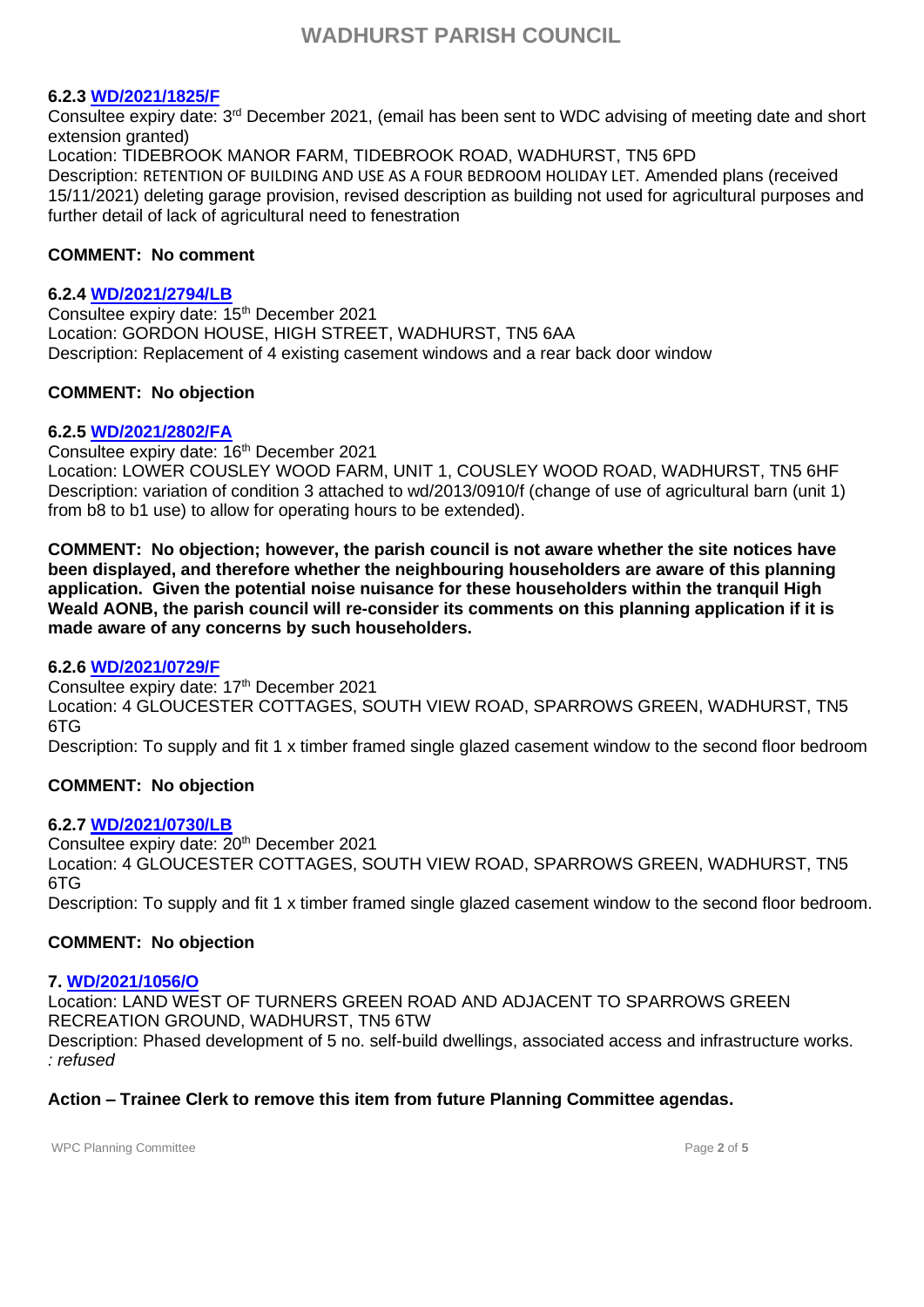#### 6.2.3 [WD/2021/1825/F]()

Consultee expiry date: 3rd December 2021, (email has been sent to WDC advising of meeting date and short extension granted)

Location: TIDEBROOK MANOR FARM, TIDEBROOK ROAD, WADHURST, TN5 6PD

Description: RETENTION OF BUILDING AND USE AS A FOUR BEDROOM HOLIDAY LET. Amended plans (received 15/11/2021) deleting garage provision, revised description as building not used for agricultural purposes and further detail of lack of agricultural need to fenestration

**COMMENT: No comment**

#### 6.2.4 [WD/2021/2794/LB]()

Consultee expiry date: 15th December 2021

Location: GORDON HOUSE, HIGH STREET, WADHURST, TN5 6AA

Description: Replacement of 4 existing casement windows and a rear back door window

**COMMENT: No objection**

#### 6.2.5 [WD/2021/2802/FA]()

Consultee expiry date: 16th December 2021

Location: LOWER COUSLEY WOOD FARM, UNIT 1, COUSLEY WOOD ROAD, WADHURST, TN5 6HF

Description: variation of condition 3 attached to wd/2013/0910/f (change of use of agricultural barn (unit 1) from b8 to b1 use) to allow for operating hours to be extended).

**COMMENT: No objection; however, the parish council is not aware whether the site notices have been displayed, and therefore whether the neighbouring householders are aware of this planning application. Given the potential noise nuisance for these householders within the tranquil High Weald AONB, the parish council will re-consider its comments on this planning application if it is made aware of any concerns by such householders.**

#### 6.2.6 [WD/2021/0729/F]()

Consultee expiry date: 17th December 2021

Location: 4 GLOUCESTER COTTAGES, SOUTH VIEW ROAD, SPARROWS GREEN, WADHURST, TN5 6TG

Description: To supply and fit 1 x timber framed single glazed casement window to the second floor bedroom

**COMMENT: No objection**

#### 6.2.7 [WD/2021/0730/LB]()

Consultee expiry date: 20th December 2021

Location: 4 GLOUCESTER COTTAGES, SOUTH VIEW ROAD, SPARROWS GREEN, WADHURST, TN5 6TG

Description: To supply and fit 1 x timber framed single glazed casement window to the second floor bedroom.

**COMMENT: No objection**

#### 7. [WD/2021/1056/O]()

Location: LAND WEST OF TURNERS GREEN ROAD AND ADJACENT TO SPARROWS GREEN RECREATION GROUND, WADHURST, TN5 6TW

Description: Phased development of 5 no. self-build dwellings, associated access and infrastructure works.
*: refused*

**Action – Trainee Clerk to remove this item from future Planning Committee agendas.**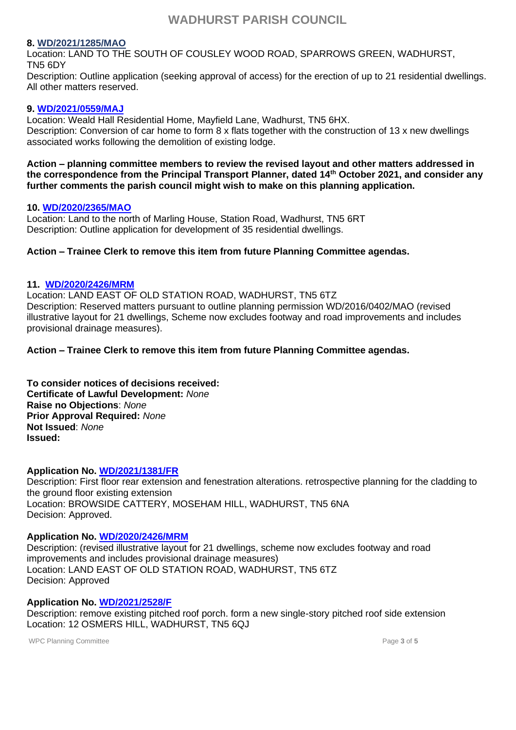**8. [WD/2021/1285/MAO]**

Location: LAND TO THE SOUTH OF COUSLEY WOOD ROAD, SPARROWS GREEN, WADHURST, TN5 6DY

Description: Outline application (seeking approval of access) for the erection of up to 21 residential dwellings. All other matters reserved.

**9. [WD/2021/0559/MAJ]**

Location: Weald Hall Residential Home, Mayfield Lane, Wadhurst, TN5 6HX.

Description: Conversion of car home to form 8 x flats together with the construction of 13 x new dwellings associated works following the demolition of existing lodge.

**Action – planning committee members to review the revised layout and other matters addressed in the correspondence from the Principal Transport Planner, dated 14th October 2021, and consider any further comments the parish council might wish to make on this planning application.**

**10. [WD/2020/2365/MAO]**

Location: Land to the north of Marling House, Station Road, Wadhurst, TN5 6RT

Description: Outline application for development of 35 residential dwellings.

**Action – Trainee Clerk to remove this item from future Planning Committee agendas.**

**11. [WD/2020/2426/MRM]**

Location: LAND EAST OF OLD STATION ROAD, WADHURST, TN5 6TZ

Description: Reserved matters pursuant to outline planning permission WD/2016/0402/MAO (revised illustrative layout for 21 dwellings, Scheme now excludes footway and road improvements and includes provisional drainage measures).

**Action – Trainee Clerk to remove this item from future Planning Committee agendas.**

**To consider notices of decisions received:**
**Certificate of Lawful Development:** *None*
**Raise no Objections**: *None*
**Prior Approval Required:** *None*
**Not Issued**: *None*
**Issued:**

**Application No. [WD/2021/1381/FR]**

Description: First floor rear extension and fenestration alterations. retrospective planning for the cladding to the ground floor existing extension

Location: BROWSIDE CATTERY, MOSEHAM HILL, WADHURST, TN5 6NA

Decision: Approved.

**Application No. [WD/2020/2426/MRM]**

Description: (revised illustrative layout for 21 dwellings, scheme now excludes footway and road improvements and includes provisional drainage measures)

Location: LAND EAST OF OLD STATION ROAD, WADHURST, TN5 6TZ

Decision: Approved

**Application No. [WD/2021/2528/F]**

Description: remove existing pitched roof porch. form a new single-story pitched roof side extension

Location: 12 OSMERS HILL, WADHURST, TN5 6QJ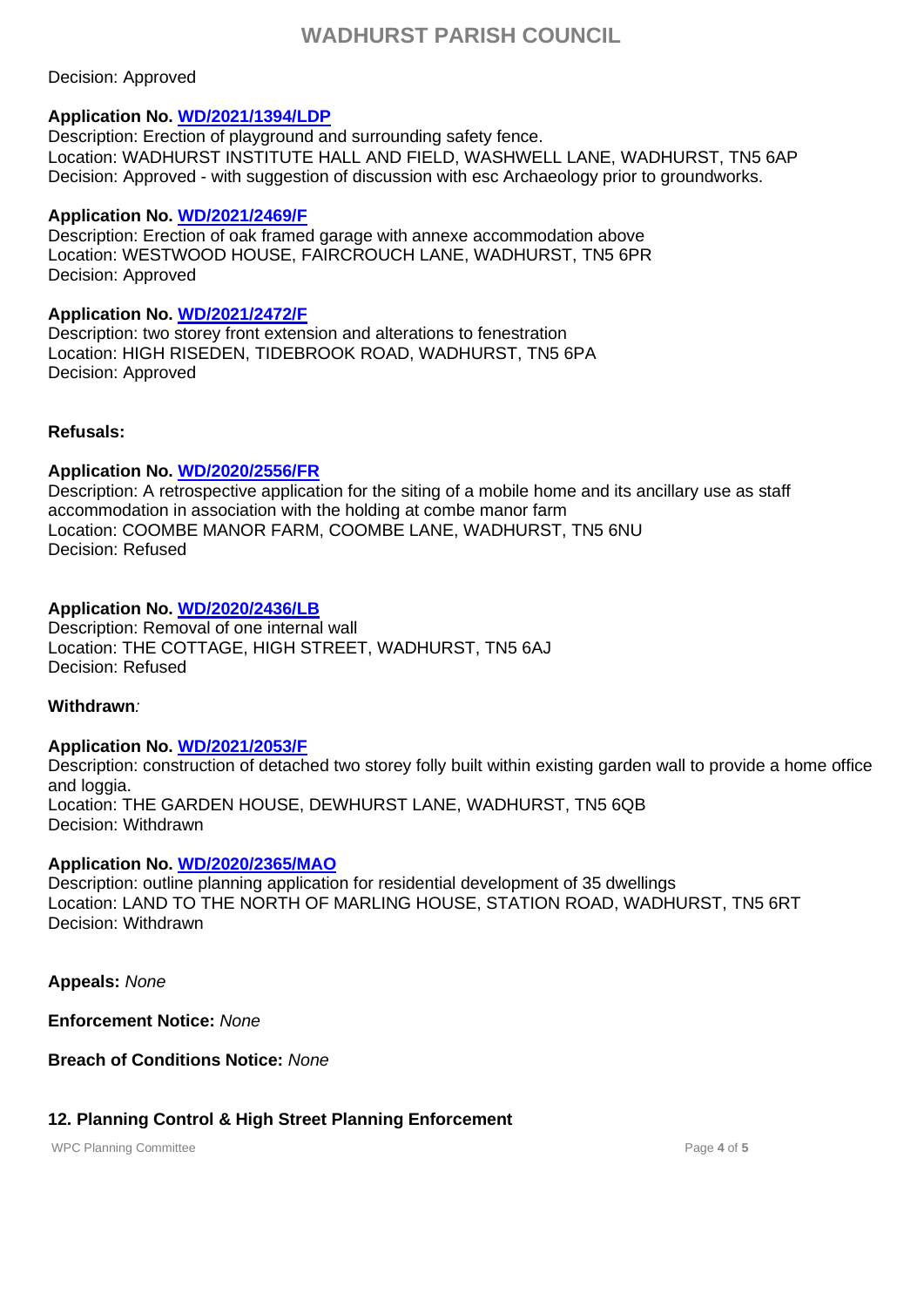Decision: Approved

**Application No. WD/2021/1394/LDP**
Description: Erection of playground and surrounding safety fence.
Location: WADHURST INSTITUTE HALL AND FIELD, WASHWELL LANE, WADHURST, TN5 6AP
Decision: Approved - with suggestion of discussion with esc Archaeology prior to groundworks.

**Application No. WD/2021/2469/F**
Description: Erection of oak framed garage with annexe accommodation above
Location: WESTWOOD HOUSE, FAIRCROUCH LANE, WADHURST, TN5 6PR
Decision: Approved

**Application No. WD/2021/2472/F**
Description: two storey front extension and alterations to fenestration
Location: HIGH RISEDEN, TIDEBROOK ROAD, WADHURST, TN5 6PA
Decision: Approved

**Refusals:**

**Application No. WD/2020/2556/FR**
Description: A retrospective application for the siting of a mobile home and its ancillary use as staff accommodation in association with the holding at combe manor farm
Location: COOMBE MANOR FARM, COOMBE LANE, WADHURST, TN5 6NU
Decision: Refused

**Application No. WD/2020/2436/LB**
Description: Removal of one internal wall
Location: THE COTTAGE, HIGH STREET, WADHURST, TN5 6AJ
Decision: Refused

**Withdrawn***:*

**Application No. WD/2021/2053/F**
Description: construction of detached two storey folly built within existing garden wall to provide a home office and loggia.
Location: THE GARDEN HOUSE, DEWHURST LANE, WADHURST, TN5 6QB
Decision: Withdrawn

**Application No. WD/2020/2365/MAO**
Description: outline planning application for residential development of 35 dwellings
Location: LAND TO THE NORTH OF MARLING HOUSE, STATION ROAD, WADHURST, TN5 6RT
Decision: Withdrawn

**Appeals:** *None*

**Enforcement Notice:** *None*

**Breach of Conditions Notice:** *None*

**12. Planning Control & High Street Planning Enforcement**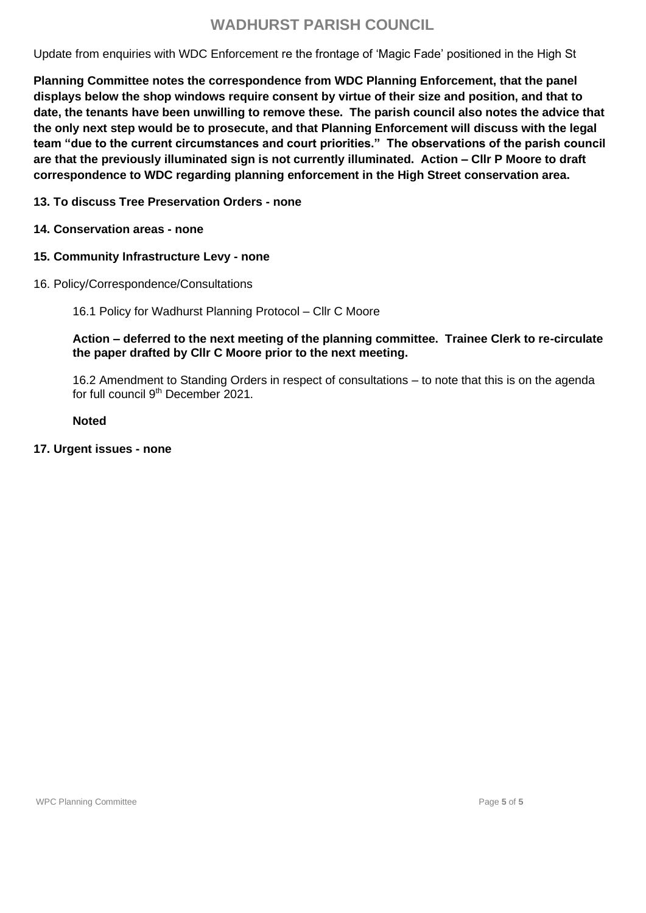Update from enquiries with WDC Enforcement re the frontage of 'Magic Fade' positioned in the High St

**Planning Committee notes the correspondence from WDC Planning Enforcement, that the panel displays below the shop windows require consent by virtue of their size and position, and that to date, the tenants have been unwilling to remove these. The parish council also notes the advice that the only next step would be to prosecute, and that Planning Enforcement will discuss with the legal team "due to the current circumstances and court priorities." The observations of the parish council are that the previously illuminated sign is not currently illuminated. Action – Cllr P Moore to draft correspondence to WDC regarding planning enforcement in the High Street conservation area.**

**13. To discuss Tree Preservation Orders - none**

**14. Conservation areas - none**

**15. Community Infrastructure Levy - none**

16. Policy/Correspondence/Consultations

16.1 Policy for Wadhurst Planning Protocol – Cllr C Moore

**Action – deferred to the next meeting of the planning committee. Trainee Clerk to re-circulate the paper drafted by Cllr C Moore prior to the next meeting.**

16.2 Amendment to Standing Orders in respect of consultations – to note that this is on the agenda for full council 9th December 2021.

**Noted**

**17. Urgent issues - none**